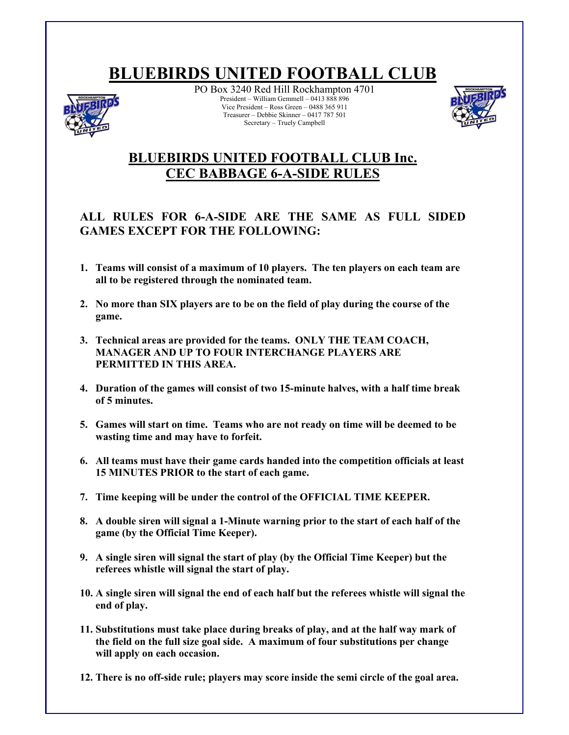# BLUEBIRDS UNITED FOOTBALL CLUB

PO Box 3240 Red Hill Rockhampton 4701
President – William Gemmell – 0413 888 896
Vice President – Ross Green – 0488 365 911
Treasurer – Debbie Skinner – 0417 787 501
Secretary – Truely Campbell

## BLUEBIRDS UNITED FOOTBALL CLUB Inc.
## CEC BABBAGE 6-A-SIDE RULES

### ALL RULES FOR 6-A-SIDE ARE THE SAME AS FULL SIDED GAMES EXCEPT FOR THE FOLLOWING:

1. **Teams will consist of a maximum of 10 players. The ten players on each team are all to be registered through the nominated team.**
2. **No more than SIX players are to be on the field of play during the course of the game.**
3. **Technical areas are provided for the teams. ONLY THE TEAM COACH, MANAGER AND UP TO FOUR INTERCHANGE PLAYERS ARE PERMITTED IN THIS AREA.**
4. **Duration of the games will consist of two 15-minute halves, with a half time break of 5 minutes.**
5. **Games will start on time. Teams who are not ready on time will be deemed to be wasting time and may have to forfeit.**
6. **All teams must have their game cards handed into the competition officials at least 15 MINUTES PRIOR to the start of each game.**
7. **Time keeping will be under the control of the OFFICIAL TIME KEEPER.**
8. **A double siren will signal a 1-Minute warning prior to the start of each half of the game (by the Official Time Keeper).**
9. **A single siren will signal the start of play (by the Official Time Keeper) but the referees whistle will signal the start of play.**
10. **A single siren will signal the end of each half but the referees whistle will signal the end of play.**
11. **Substitutions must take place during breaks of play, and at the half way mark of the field on the full size goal side. A maximum of four substitutions per change will apply on each occasion.**
12. **There is no off-side rule; players may score inside the semi circle of the goal area.**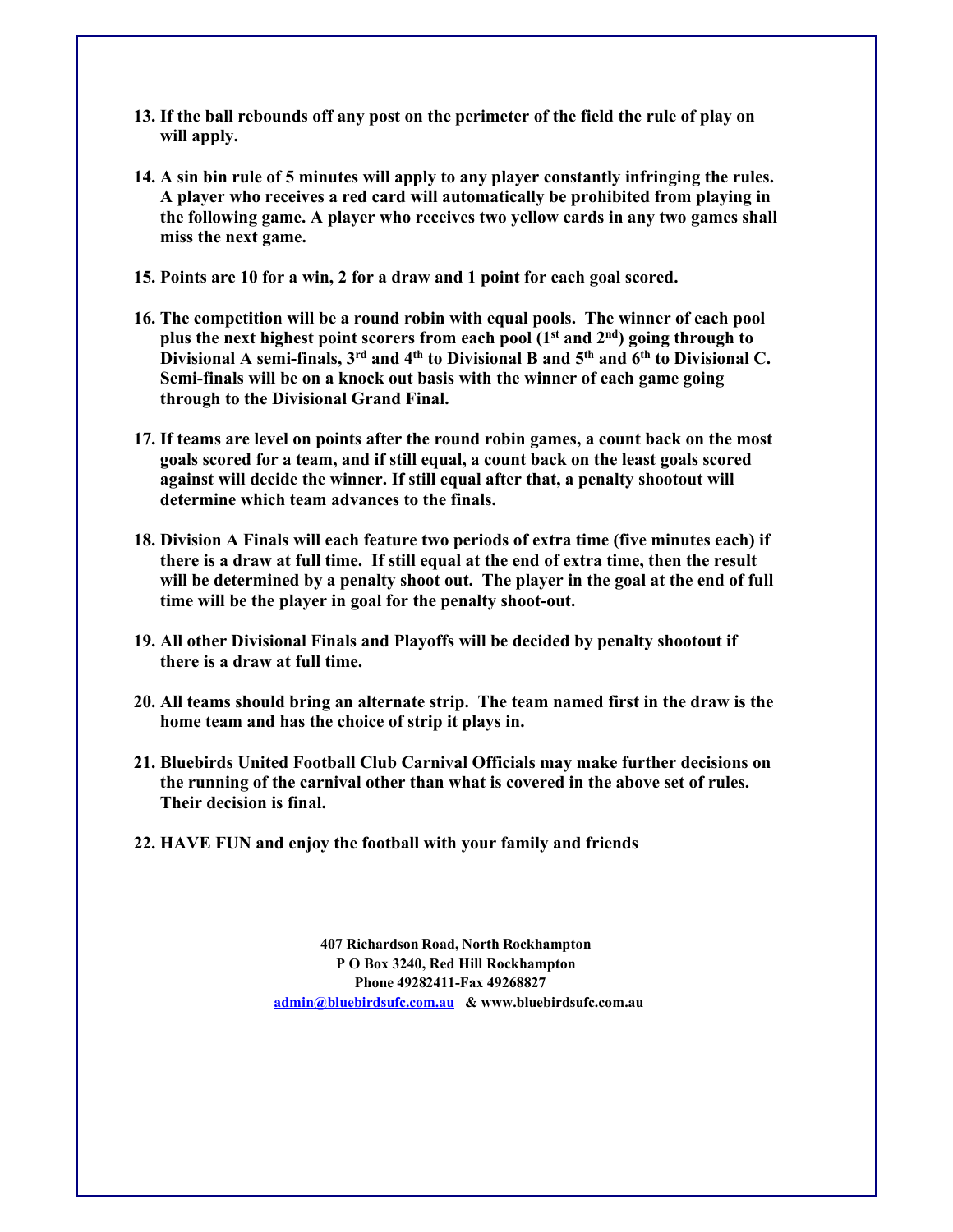13. **If the ball rebounds off any post on the perimeter of the field the rule of play on will apply.**

14. **A sin bin rule of 5 minutes will apply to any player constantly infringing the rules. A player who receives a red card will automatically be prohibited from playing in the following game. A player who receives two yellow cards in any two games shall miss the next game.**

15. **Points are 10 for a win, 2 for a draw and 1 point for each goal scored.**

16. **The competition will be a round robin with equal pools. The winner of each pool plus the next highest point scorers from each pool (1st and 2nd) going through to Divisional A semi-finals, 3rd and 4th to Divisional B and 5th and 6th to Divisional C. Semi-finals will be on a knock out basis with the winner of each game going through to the Divisional Grand Final.**

17. **If teams are level on points after the round robin games, a count back on the most goals scored for a team, and if still equal, a count back on the least goals scored against will decide the winner. If still equal after that, a penalty shootout will determine which team advances to the finals.**

18. **Division A Finals will each feature two periods of extra time (five minutes each) if there is a draw at full time. If still equal at the end of extra time, then the result will be determined by a penalty shoot out. The player in the goal at the end of full time will be the player in goal for the penalty shoot-out.**

19. **All other Divisional Finals and Playoffs will be decided by penalty shootout if there is a draw at full time.**

20. **All teams should bring an alternate strip. The team named first in the draw is the home team and has the choice of strip it plays in.**

21. **Bluebirds United Football Club Carnival Officials may make further decisions on the running of the carnival other than what is covered in the above set of rules. Their decision is final.**

22. **HAVE FUN and enjoy the football with your family and friends**

**407 Richardson Road, North Rockhampton**
**P O Box 3240, Red Hill Rockhampton**
**Phone 49282411-Fax 49268827**
**admin@bluebirdsufc.com.au & www.bluebirdsufc.com.au**